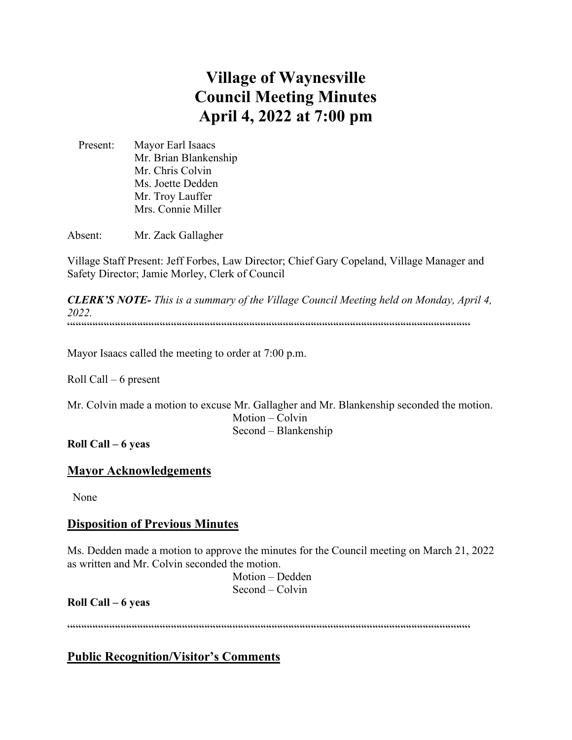# Village of Waynesville
# Council Meeting Minutes
# April 4, 2022 at 7:00 pm

Present: Mayor Earl Isaacs
Mr. Brian Blankenship
Mr. Chris Colvin
Ms. Joette Dedden
Mr. Troy Lauffer
Mrs. Connie Miller

Absent: Mr. Zack Gallagher

Village Staff Present: Jeff Forbes, Law Director; Chief Gary Copeland, Village Manager and Safety Director; Jamie Morley, Clerk of Council

***CLERK'S NOTE-*** *This is a summary of the Village Council Meeting held on Monday, April 4, 2022.*

""""""""""""""""""""""""""""""""""""""""""""""""""""""""""""""""""""""""""""""""""""""""""""""""""""""""""""""""""""""""""""""""""""""

Mayor Isaacs called the meeting to order at 7:00 p.m.

Roll Call – 6 present

Mr. Colvin made a motion to excuse Mr. Gallagher and Mr. Blankenship seconded the motion.

Motion – Colvin
Second – Blankenship

**Roll Call – 6 yeas**

## Mayor Acknowledgements

None

## Disposition of Previous Minutes

Ms. Dedden made a motion to approve the minutes for the Council meeting on March 21, 2022 as written and Mr. Colvin seconded the motion.

Motion – Dedden
Second – Colvin

**Roll Call – 6 yeas**

""""""""""""""""""""""""""""""""""""""""""""""""""""""""""""""""""""""""""""""""""""""""""""""""""""""""""""""""""""""""""""""""""""""

## Public Recognition/Visitor's Comments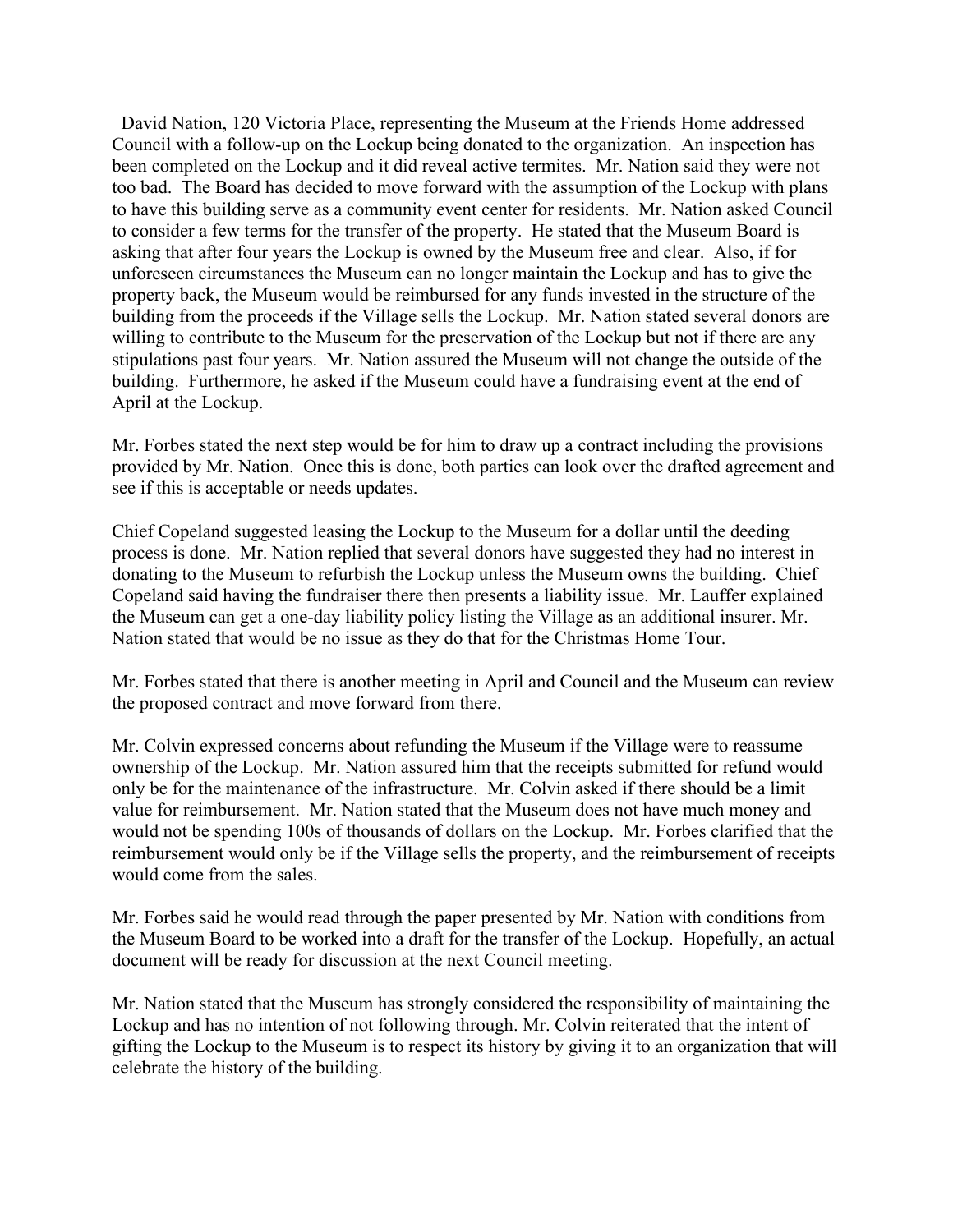David Nation, 120 Victoria Place, representing the Museum at the Friends Home addressed Council with a follow-up on the Lockup being donated to the organization. An inspection has been completed on the Lockup and it did reveal active termites. Mr. Nation said they were not too bad. The Board has decided to move forward with the assumption of the Lockup with plans to have this building serve as a community event center for residents. Mr. Nation asked Council to consider a few terms for the transfer of the property. He stated that the Museum Board is asking that after four years the Lockup is owned by the Museum free and clear. Also, if for unforeseen circumstances the Museum can no longer maintain the Lockup and has to give the property back, the Museum would be reimbursed for any funds invested in the structure of the building from the proceeds if the Village sells the Lockup. Mr. Nation stated several donors are willing to contribute to the Museum for the preservation of the Lockup but not if there are any stipulations past four years. Mr. Nation assured the Museum will not change the outside of the building. Furthermore, he asked if the Museum could have a fundraising event at the end of April at the Lockup.

Mr. Forbes stated the next step would be for him to draw up a contract including the provisions provided by Mr. Nation. Once this is done, both parties can look over the drafted agreement and see if this is acceptable or needs updates.

Chief Copeland suggested leasing the Lockup to the Museum for a dollar until the deeding process is done. Mr. Nation replied that several donors have suggested they had no interest in donating to the Museum to refurbish the Lockup unless the Museum owns the building. Chief Copeland said having the fundraiser there then presents a liability issue. Mr. Lauffer explained the Museum can get a one-day liability policy listing the Village as an additional insurer. Mr. Nation stated that would be no issue as they do that for the Christmas Home Tour.

Mr. Forbes stated that there is another meeting in April and Council and the Museum can review the proposed contract and move forward from there.

Mr. Colvin expressed concerns about refunding the Museum if the Village were to reassume ownership of the Lockup. Mr. Nation assured him that the receipts submitted for refund would only be for the maintenance of the infrastructure. Mr. Colvin asked if there should be a limit value for reimbursement. Mr. Nation stated that the Museum does not have much money and would not be spending 100s of thousands of dollars on the Lockup. Mr. Forbes clarified that the reimbursement would only be if the Village sells the property, and the reimbursement of receipts would come from the sales.

Mr. Forbes said he would read through the paper presented by Mr. Nation with conditions from the Museum Board to be worked into a draft for the transfer of the Lockup. Hopefully, an actual document will be ready for discussion at the next Council meeting.

Mr. Nation stated that the Museum has strongly considered the responsibility of maintaining the Lockup and has no intention of not following through. Mr. Colvin reiterated that the intent of gifting the Lockup to the Museum is to respect its history by giving it to an organization that will celebrate the history of the building.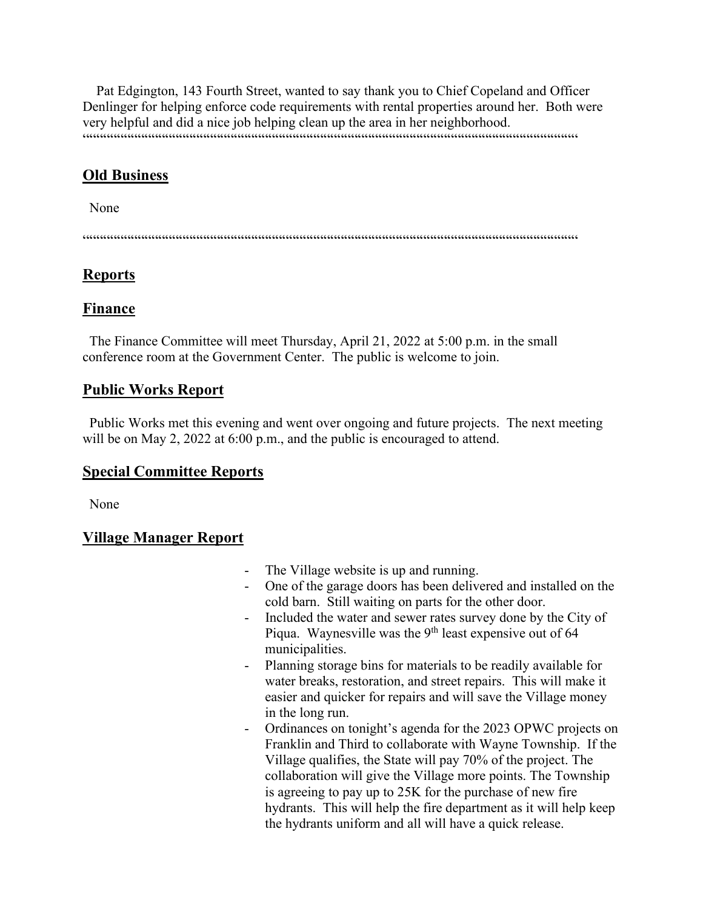Pat Edgington, 143 Fourth Street, wanted to say thank you to Chief Copeland and Officer Denlinger for helping enforce code requirements with rental properties around her. Both were very helpful and did a nice job helping clean up the area in her neighborhood.

""""""""""""""""""""""""""""""""""""""""""""""""""""""""""""""""""""""""""""""""""""""""""""""""""""

## Old Business

None

""""""""""""""""""""""""""""""""""""""""""""""""""""""""""""""""""""""""""""""""""""""""""""""""""""

## Reports

## Finance

The Finance Committee will meet Thursday, April 21, 2022 at 5:00 p.m. in the small conference room at the Government Center. The public is welcome to join.

## Public Works Report

Public Works met this evening and went over ongoing and future projects. The next meeting will be on May 2, 2022 at 6:00 p.m., and the public is encouraged to attend.

## Special Committee Reports

None

## Village Manager Report

- The Village website is up and running.
- One of the garage doors has been delivered and installed on the cold barn. Still waiting on parts for the other door.
- Included the water and sewer rates survey done by the City of Piqua. Waynesville was the 9th least expensive out of 64 municipalities.
- Planning storage bins for materials to be readily available for water breaks, restoration, and street repairs. This will make it easier and quicker for repairs and will save the Village money in the long run.
- Ordinances on tonight's agenda for the 2023 OPWC projects on Franklin and Third to collaborate with Wayne Township. If the Village qualifies, the State will pay 70% of the project. The collaboration will give the Village more points. The Township is agreeing to pay up to 25K for the purchase of new fire hydrants. This will help the fire department as it will help keep the hydrants uniform and all will have a quick release.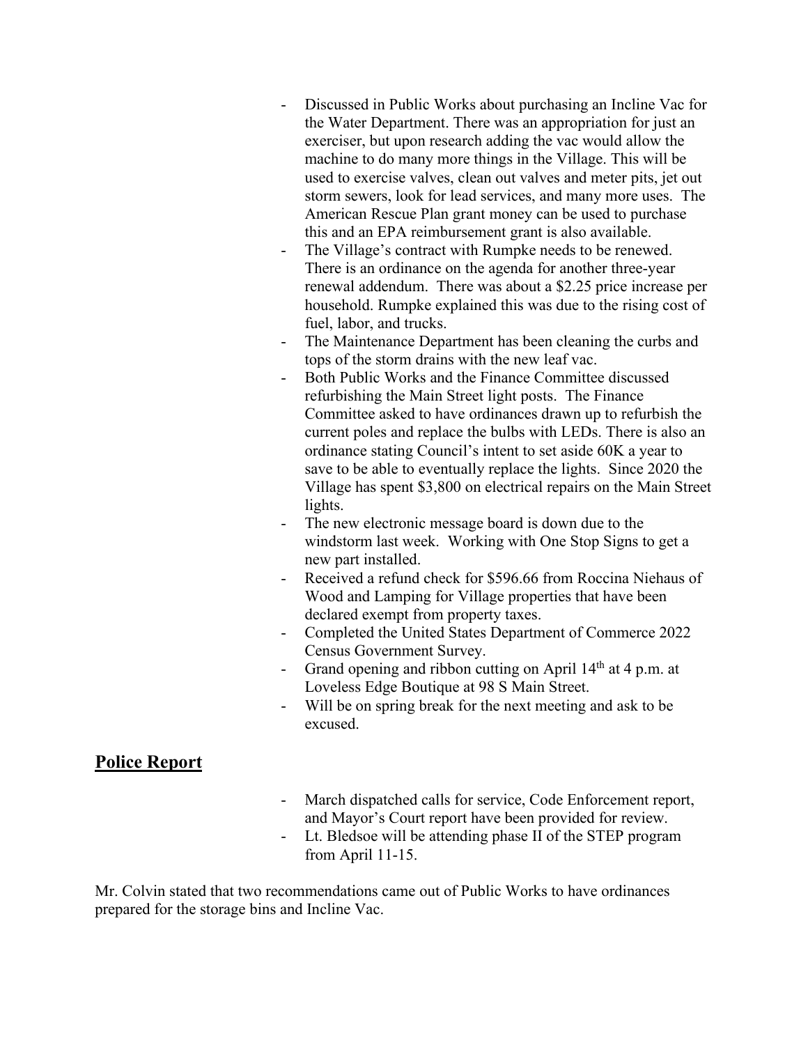- Discussed in Public Works about purchasing an Incline Vac for the Water Department. There was an appropriation for just an exerciser, but upon research adding the vac would allow the machine to do many more things in the Village. This will be used to exercise valves, clean out valves and meter pits, jet out storm sewers, look for lead services, and many more uses. The American Rescue Plan grant money can be used to purchase this and an EPA reimbursement grant is also available.
- The Village's contract with Rumpke needs to be renewed. There is an ordinance on the agenda for another three-year renewal addendum. There was about a $2.25 price increase per household. Rumpke explained this was due to the rising cost of fuel, labor, and trucks.
- The Maintenance Department has been cleaning the curbs and tops of the storm drains with the new leaf vac.
- Both Public Works and the Finance Committee discussed refurbishing the Main Street light posts. The Finance Committee asked to have ordinances drawn up to refurbish the current poles and replace the bulbs with LEDs. There is also an ordinance stating Council's intent to set aside 60K a year to save to be able to eventually replace the lights. Since 2020 the Village has spent $3,800 on electrical repairs on the Main Street lights.
- The new electronic message board is down due to the windstorm last week. Working with One Stop Signs to get a new part installed.
- Received a refund check for $596.66 from Roccina Niehaus of Wood and Lamping for Village properties that have been declared exempt from property taxes.
- Completed the United States Department of Commerce 2022 Census Government Survey.
- Grand opening and ribbon cutting on April 14th at 4 p.m. at Loveless Edge Boutique at 98 S Main Street.
- Will be on spring break for the next meeting and ask to be excused.

## Police Report

- March dispatched calls for service, Code Enforcement report, and Mayor's Court report have been provided for review.
- Lt. Bledsoe will be attending phase II of the STEP program from April 11-15.

Mr. Colvin stated that two recommendations came out of Public Works to have ordinances prepared for the storage bins and Incline Vac.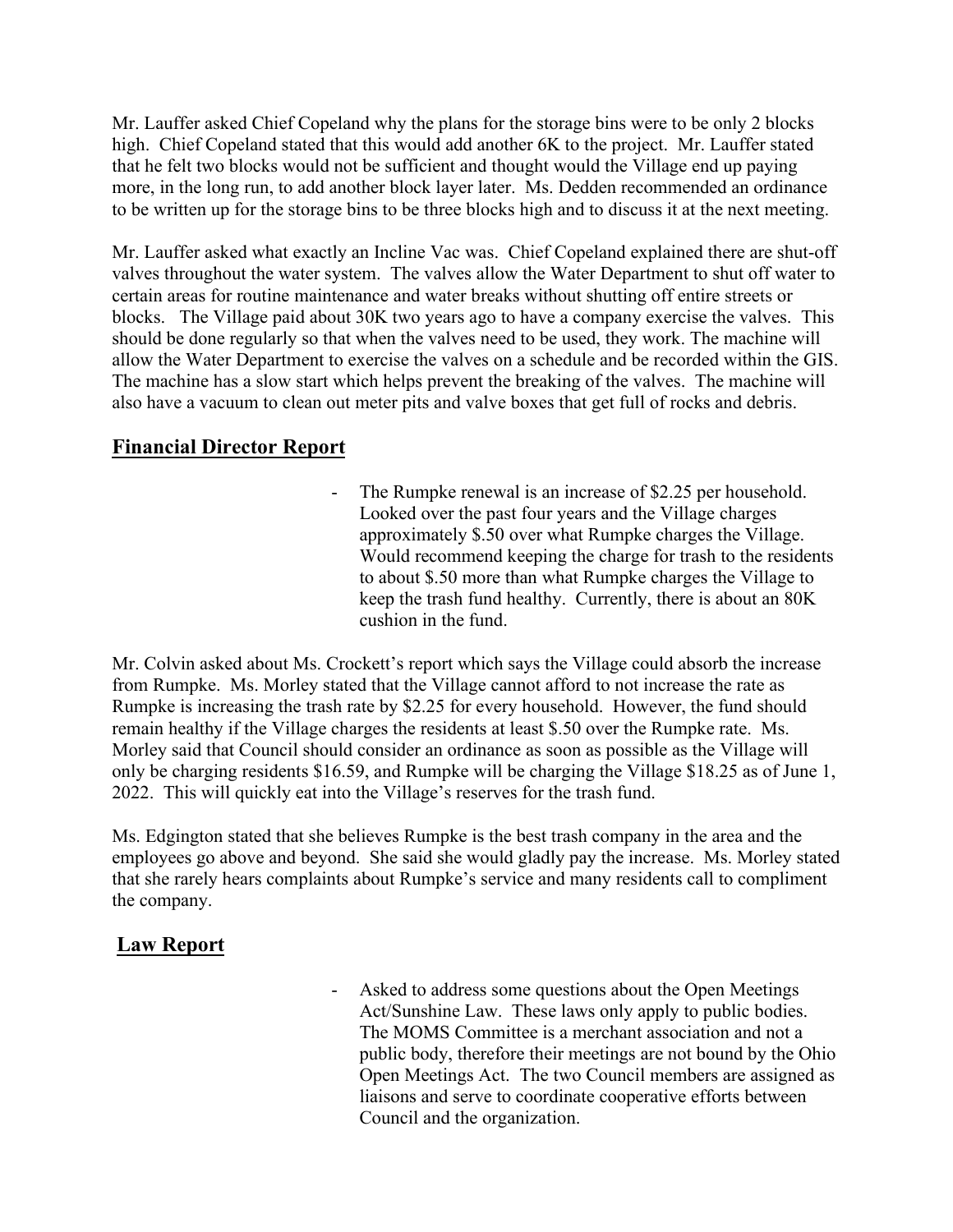Mr. Lauffer asked Chief Copeland why the plans for the storage bins were to be only 2 blocks high. Chief Copeland stated that this would add another 6K to the project. Mr. Lauffer stated that he felt two blocks would not be sufficient and thought would the Village end up paying more, in the long run, to add another block layer later. Ms. Dedden recommended an ordinance to be written up for the storage bins to be three blocks high and to discuss it at the next meeting.

Mr. Lauffer asked what exactly an Incline Vac was. Chief Copeland explained there are shut-off valves throughout the water system. The valves allow the Water Department to shut off water to certain areas for routine maintenance and water breaks without shutting off entire streets or blocks. The Village paid about 30K two years ago to have a company exercise the valves. This should be done regularly so that when the valves need to be used, they work. The machine will allow the Water Department to exercise the valves on a schedule and be recorded within the GIS. The machine has a slow start which helps prevent the breaking of the valves. The machine will also have a vacuum to clean out meter pits and valve boxes that get full of rocks and debris.

## Financial Director Report

- The Rumpke renewal is an increase of $2.25 per household. Looked over the past four years and the Village charges approximately $.50 over what Rumpke charges the Village. Would recommend keeping the charge for trash to the residents to about $.50 more than what Rumpke charges the Village to keep the trash fund healthy. Currently, there is about an 80K cushion in the fund.

Mr. Colvin asked about Ms. Crockett's report which says the Village could absorb the increase from Rumpke. Ms. Morley stated that the Village cannot afford to not increase the rate as Rumpke is increasing the trash rate by $2.25 for every household. However, the fund should remain healthy if the Village charges the residents at least $.50 over the Rumpke rate. Ms. Morley said that Council should consider an ordinance as soon as possible as the Village will only be charging residents $16.59, and Rumpke will be charging the Village $18.25 as of June 1, 2022. This will quickly eat into the Village's reserves for the trash fund.

Ms. Edgington stated that she believes Rumpke is the best trash company in the area and the employees go above and beyond. She said she would gladly pay the increase. Ms. Morley stated that she rarely hears complaints about Rumpke's service and many residents call to compliment the company.

## Law Report

- Asked to address some questions about the Open Meetings Act/Sunshine Law. These laws only apply to public bodies. The MOMS Committee is a merchant association and not a public body, therefore their meetings are not bound by the Ohio Open Meetings Act. The two Council members are assigned as liaisons and serve to coordinate cooperative efforts between Council and the organization.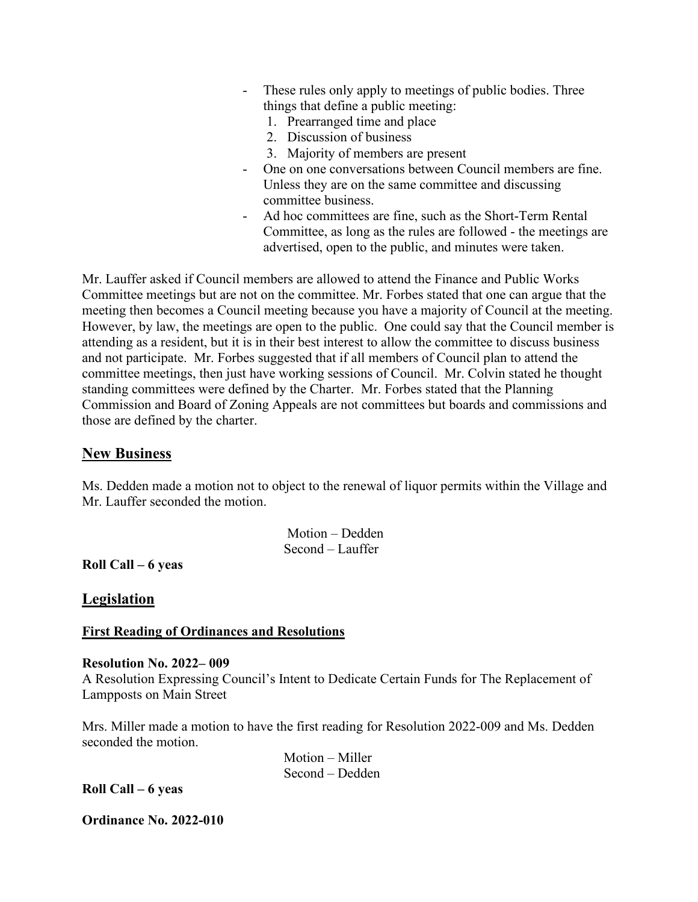- These rules only apply to meetings of public bodies. Three things that define a public meeting:
  1. Prearranged time and place
  2. Discussion of business
  3. Majority of members are present
- One on one conversations between Council members are fine. Unless they are on the same committee and discussing committee business.
- Ad hoc committees are fine, such as the Short-Term Rental Committee, as long as the rules are followed - the meetings are advertised, open to the public, and minutes were taken.

Mr. Lauffer asked if Council members are allowed to attend the Finance and Public Works Committee meetings but are not on the committee. Mr. Forbes stated that one can argue that the meeting then becomes a Council meeting because you have a majority of Council at the meeting. However, by law, the meetings are open to the public. One could say that the Council member is attending as a resident, but it is in their best interest to allow the committee to discuss business and not participate. Mr. Forbes suggested that if all members of Council plan to attend the committee meetings, then just have working sessions of Council. Mr. Colvin stated he thought standing committees were defined by the Charter. Mr. Forbes stated that the Planning Commission and Board of Zoning Appeals are not committees but boards and commissions and those are defined by the charter.

## New Business

Ms. Dedden made a motion not to object to the renewal of liquor permits within the Village and Mr. Lauffer seconded the motion.

Motion – Dedden
Second – Lauffer

**Roll Call – 6 yeas**

## Legislation

### First Reading of Ordinances and Resolutions

**Resolution No. 2022– 009**
A Resolution Expressing Council's Intent to Dedicate Certain Funds for The Replacement of Lampposts on Main Street

Mrs. Miller made a motion to have the first reading for Resolution 2022-009 and Ms. Dedden seconded the motion.

Motion – Miller
Second – Dedden

**Roll Call – 6 yeas**

**Ordinance No. 2022-010**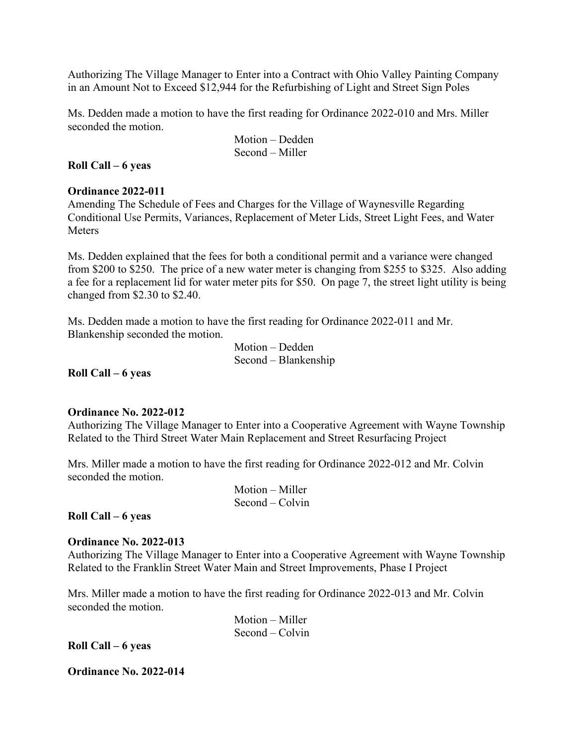Authorizing The Village Manager to Enter into a Contract with Ohio Valley Painting Company in an Amount Not to Exceed $12,944 for the Refurbishing of Light and Street Sign Poles

Ms. Dedden made a motion to have the first reading for Ordinance 2022-010 and Mrs. Miller seconded the motion.

Motion – Dedden
Second – Miller

**Roll Call – 6 yeas**

**Ordinance 2022-011**
Amending The Schedule of Fees and Charges for the Village of Waynesville Regarding Conditional Use Permits, Variances, Replacement of Meter Lids, Street Light Fees, and Water Meters

Ms. Dedden explained that the fees for both a conditional permit and a variance were changed from $200 to $250. The price of a new water meter is changing from $255 to $325. Also adding a fee for a replacement lid for water meter pits for $50. On page 7, the street light utility is being changed from $2.30 to $2.40.

Ms. Dedden made a motion to have the first reading for Ordinance 2022-011 and Mr. Blankenship seconded the motion.

Motion – Dedden
Second – Blankenship

**Roll Call – 6 yeas**

**Ordinance No. 2022-012**
Authorizing The Village Manager to Enter into a Cooperative Agreement with Wayne Township Related to the Third Street Water Main Replacement and Street Resurfacing Project

Mrs. Miller made a motion to have the first reading for Ordinance 2022-012 and Mr. Colvin seconded the motion.

Motion – Miller
Second – Colvin

**Roll Call – 6 yeas**

**Ordinance No. 2022-013**
Authorizing The Village Manager to Enter into a Cooperative Agreement with Wayne Township Related to the Franklin Street Water Main and Street Improvements, Phase I Project

Mrs. Miller made a motion to have the first reading for Ordinance 2022-013 and Mr. Colvin seconded the motion.

Motion – Miller
Second – Colvin

**Roll Call – 6 yeas**

**Ordinance No. 2022-014**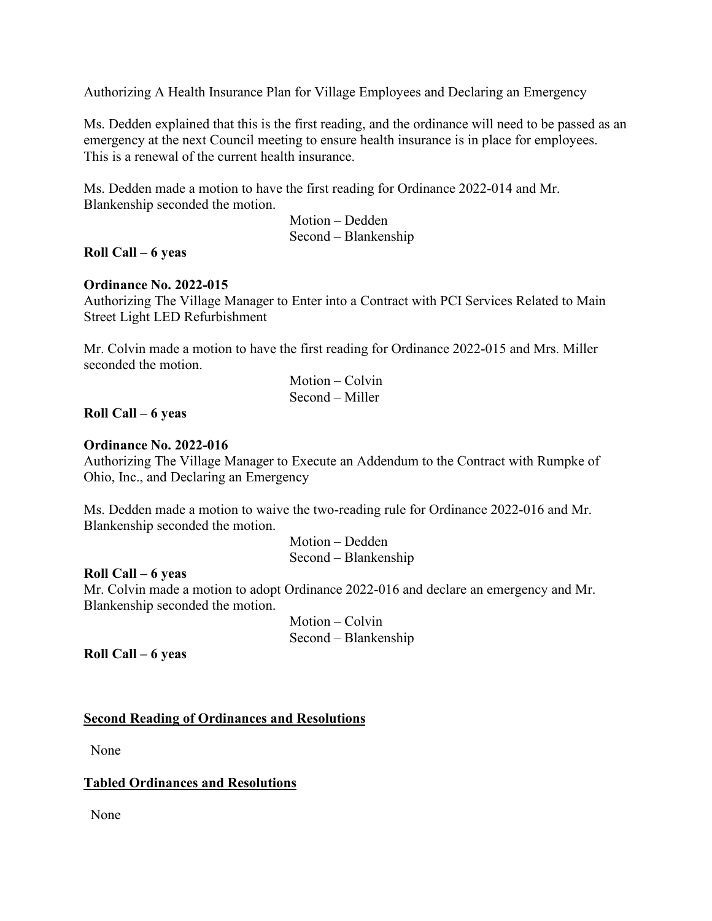Authorizing A Health Insurance Plan for Village Employees and Declaring an Emergency

Ms. Dedden explained that this is the first reading, and the ordinance will need to be passed as an emergency at the next Council meeting to ensure health insurance is in place for employees. This is a renewal of the current health insurance.

Ms. Dedden made a motion to have the first reading for Ordinance 2022-014 and Mr. Blankenship seconded the motion.

Motion – Dedden
Second – Blankenship

**Roll Call – 6 yeas**

**Ordinance No. 2022-015**
Authorizing The Village Manager to Enter into a Contract with PCI Services Related to Main Street Light LED Refurbishment

Mr. Colvin made a motion to have the first reading for Ordinance 2022-015 and Mrs. Miller seconded the motion.

Motion – Colvin
Second – Miller

**Roll Call – 6 yeas**

**Ordinance No. 2022-016**
Authorizing The Village Manager to Execute an Addendum to the Contract with Rumpke of Ohio, Inc., and Declaring an Emergency

Ms. Dedden made a motion to waive the two-reading rule for Ordinance 2022-016 and Mr. Blankenship seconded the motion.

Motion – Dedden
Second – Blankenship

**Roll Call – 6 yeas**

Mr. Colvin made a motion to adopt Ordinance 2022-016 and declare an emergency and Mr. Blankenship seconded the motion.

Motion – Colvin
Second – Blankenship

**Roll Call – 6 yeas**

## Second Reading of Ordinances and Resolutions

None

## Tabled Ordinances and Resolutions

None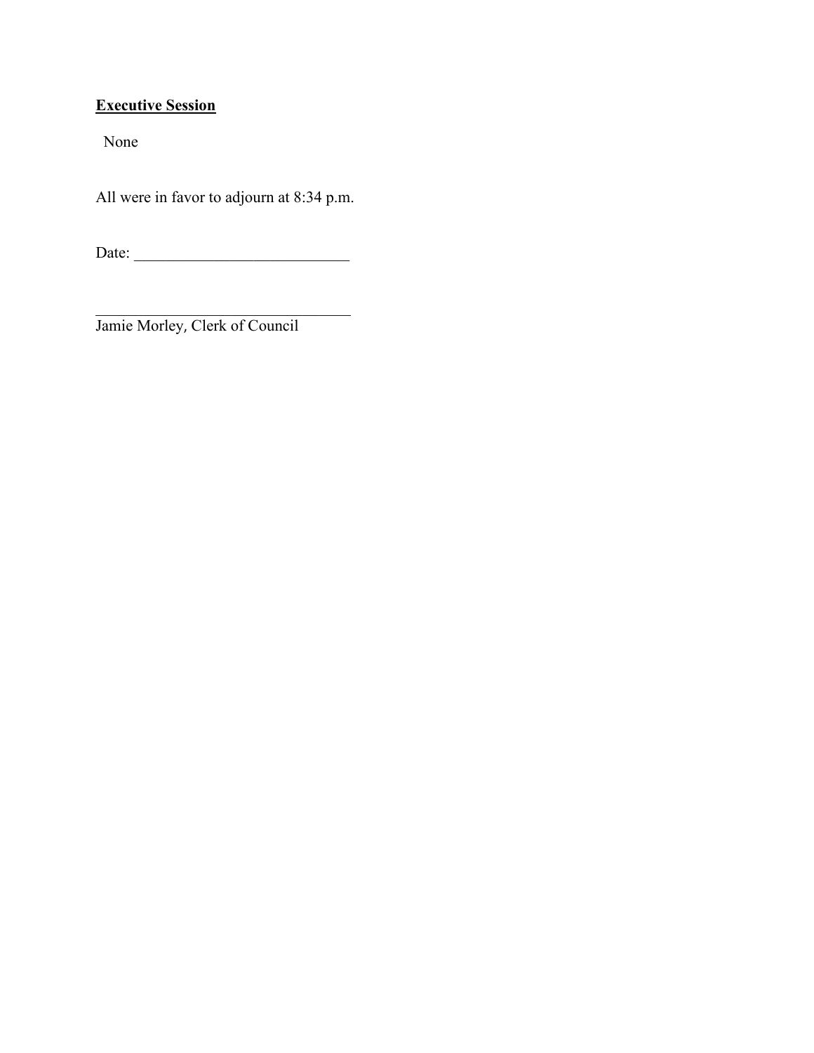**Executive Session**

None

All were in favor to adjourn at 8:34 p.m.

Date: ___________________________

_________________________________
Jamie Morley, Clerk of Council